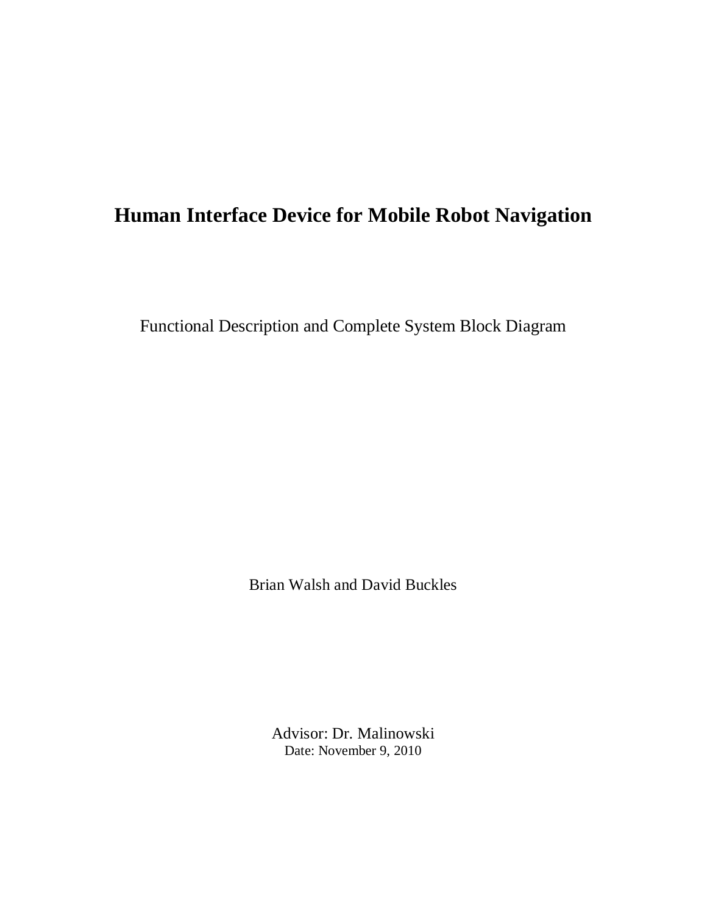# Human Interface Device for Mobile Robot Navigation

Functional Description and Complete System Block Diagram

Brian Walsh and David Buckles

Advisor: Dr. Malinowski

Date: November 9, 2010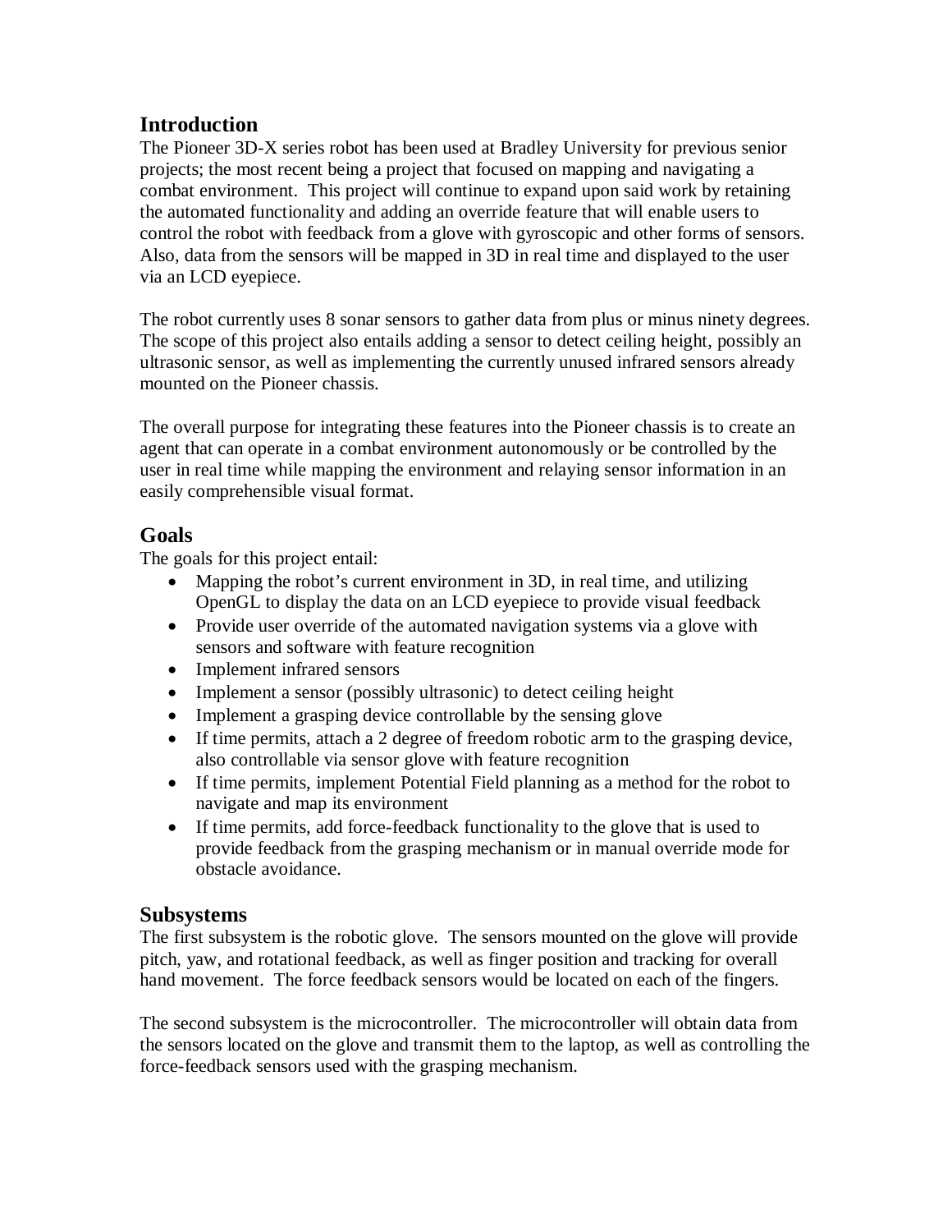## Introduction

The Pioneer 3D-X series robot has been used at Bradley University for previous senior projects; the most recent being a project that focused on mapping and navigating a combat environment. This project will continue to expand upon said work by retaining the automated functionality and adding an override feature that will enable users to control the robot with feedback from a glove with gyroscopic and other forms of sensors. Also, data from the sensors will be mapped in 3D in real time and displayed to the user via an LCD eyepiece.

The robot currently uses 8 sonar sensors to gather data from plus or minus ninety degrees. The scope of this project also entails adding a sensor to detect ceiling height, possibly an ultrasonic sensor, as well as implementing the currently unused infrared sensors already mounted on the Pioneer chassis.

The overall purpose for integrating these features into the Pioneer chassis is to create an agent that can operate in a combat environment autonomously or be controlled by the user in real time while mapping the environment and relaying sensor information in an easily comprehensible visual format.

## Goals

The goals for this project entail:

- Mapping the robot's current environment in 3D, in real time, and utilizing OpenGL to display the data on an LCD eyepiece to provide visual feedback
- Provide user override of the automated navigation systems via a glove with sensors and software with feature recognition
- Implement infrared sensors
- Implement a sensor (possibly ultrasonic) to detect ceiling height
- Implement a grasping device controllable by the sensing glove
- If time permits, attach a 2 degree of freedom robotic arm to the grasping device, also controllable via sensor glove with feature recognition
- If time permits, implement Potential Field planning as a method for the robot to navigate and map its environment
- If time permits, add force-feedback functionality to the glove that is used to provide feedback from the grasping mechanism or in manual override mode for obstacle avoidance.

## Subsystems

The first subsystem is the robotic glove. The sensors mounted on the glove will provide pitch, yaw, and rotational feedback, as well as finger position and tracking for overall hand movement. The force feedback sensors would be located on each of the fingers.

The second subsystem is the microcontroller. The microcontroller will obtain data from the sensors located on the glove and transmit them to the laptop, as well as controlling the force-feedback sensors used with the grasping mechanism.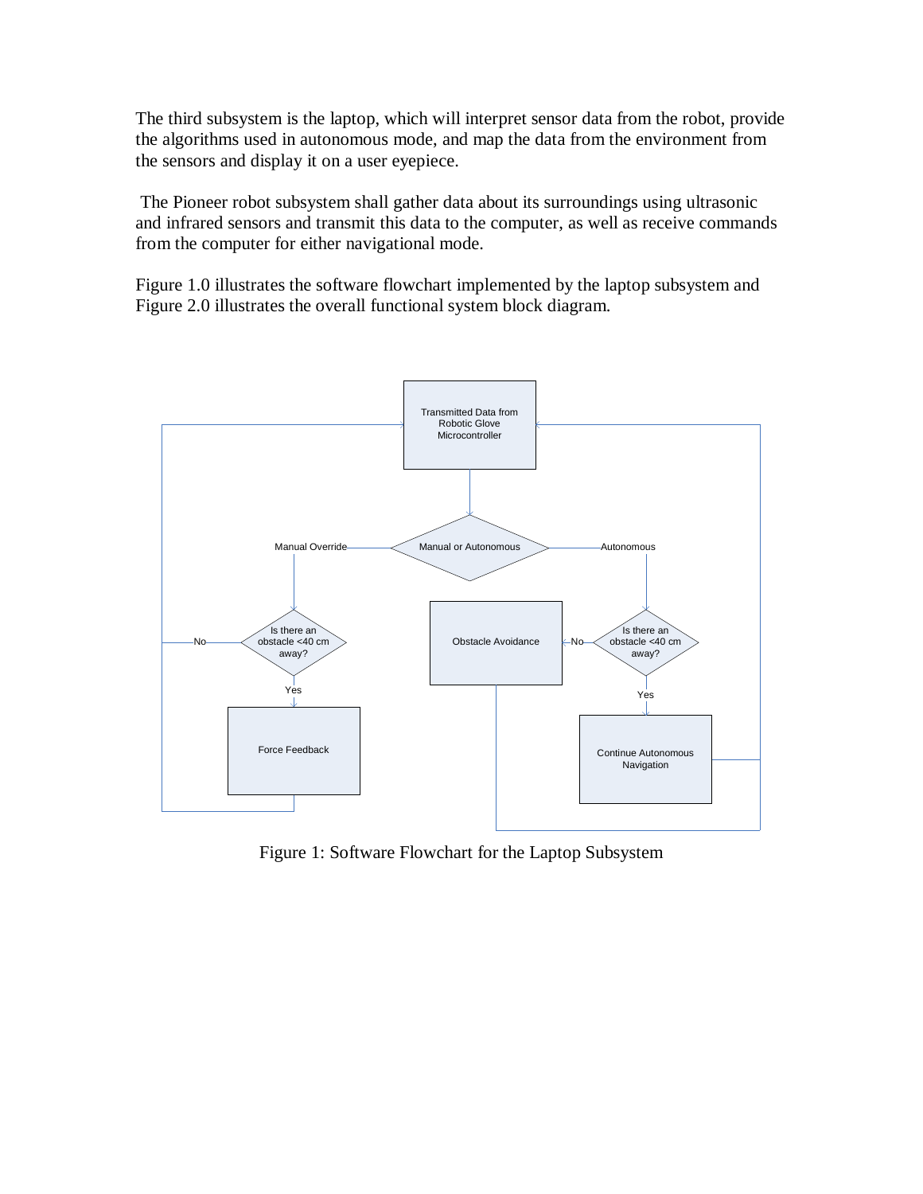The third subsystem is the laptop, which will interpret sensor data from the robot, provide the algorithms used in autonomous mode, and map the data from the environment from the sensors and display it on a user eyepiece.

The Pioneer robot subsystem shall gather data about its surroundings using ultrasonic and infrared sensors and transmit this data to the computer, as well as receive commands from the computer for either navigational mode.

Figure 1.0 illustrates the software flowchart implemented by the laptop subsystem and Figure 2.0 illustrates the overall functional system block diagram.

Transmitted Data from Robotic Glove Microcontroller

Manual or Autonomous

Manual Override

Autonomous

Is there an obstacle <40 cm away?

No

Yes

Force Feedback

Obstacle Avoidance

Is there an obstacle <40 cm away?

No

Yes

Continue Autonomous Navigation

Figure 1: Software Flowchart for the Laptop Subsystem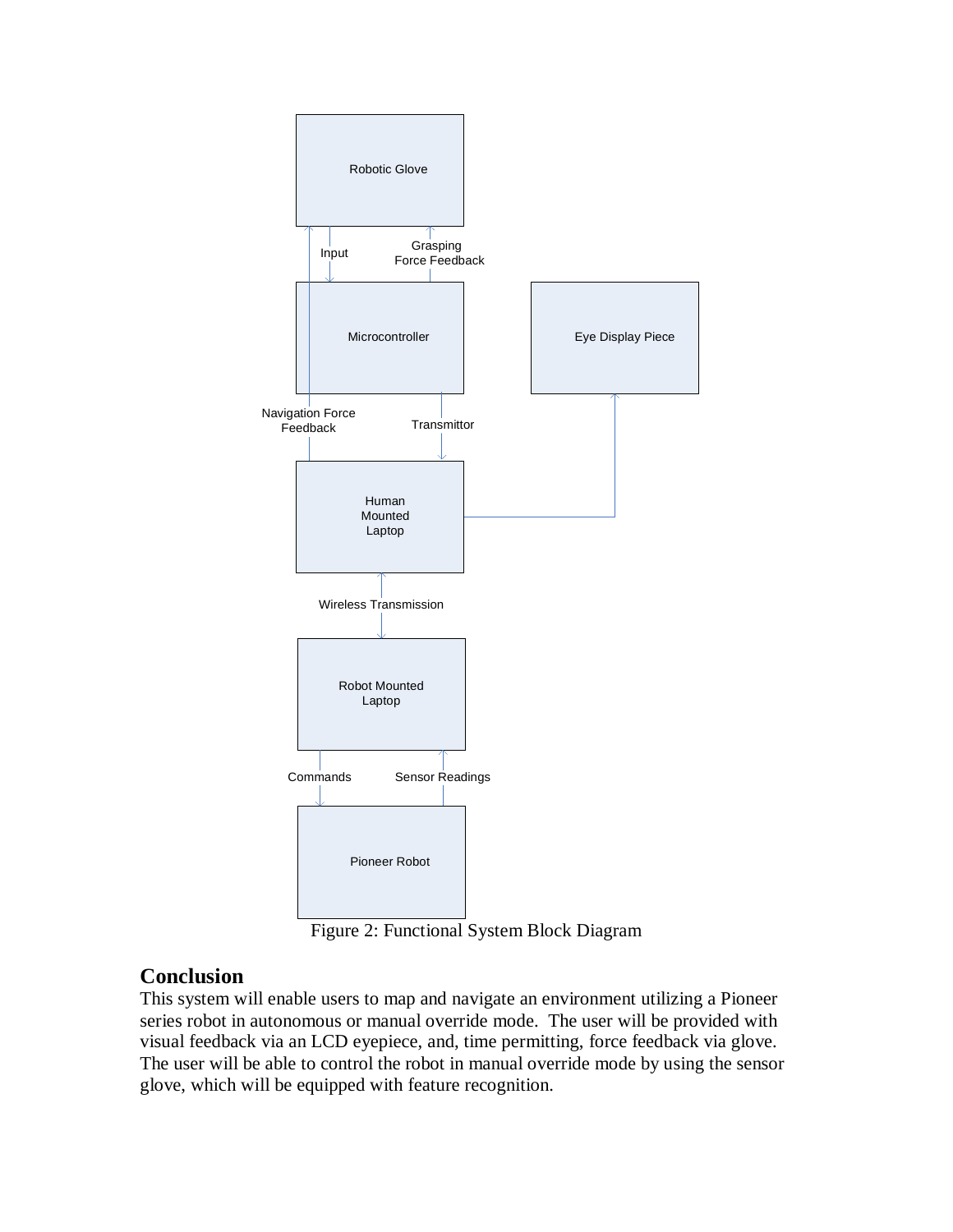Robotic Glove

Input

Grasping
Force Feedback

Microcontroller

Eye Display Piece

Navigation Force
Feedback

Transmittor

Human
Mounted
Laptop

Wireless Transmission

Robot Mounted
Laptop

Commands

Sensor Readings

Pioneer Robot

Figure 2: Functional System Block Diagram

## Conclusion

This system will enable users to map and navigate an environment utilizing a Pioneer series robot in autonomous or manual override mode. The user will be provided with visual feedback via an LCD eyepiece, and, time permitting, force feedback via glove. The user will be able to control the robot in manual override mode by using the sensor glove, which will be equipped with feature recognition.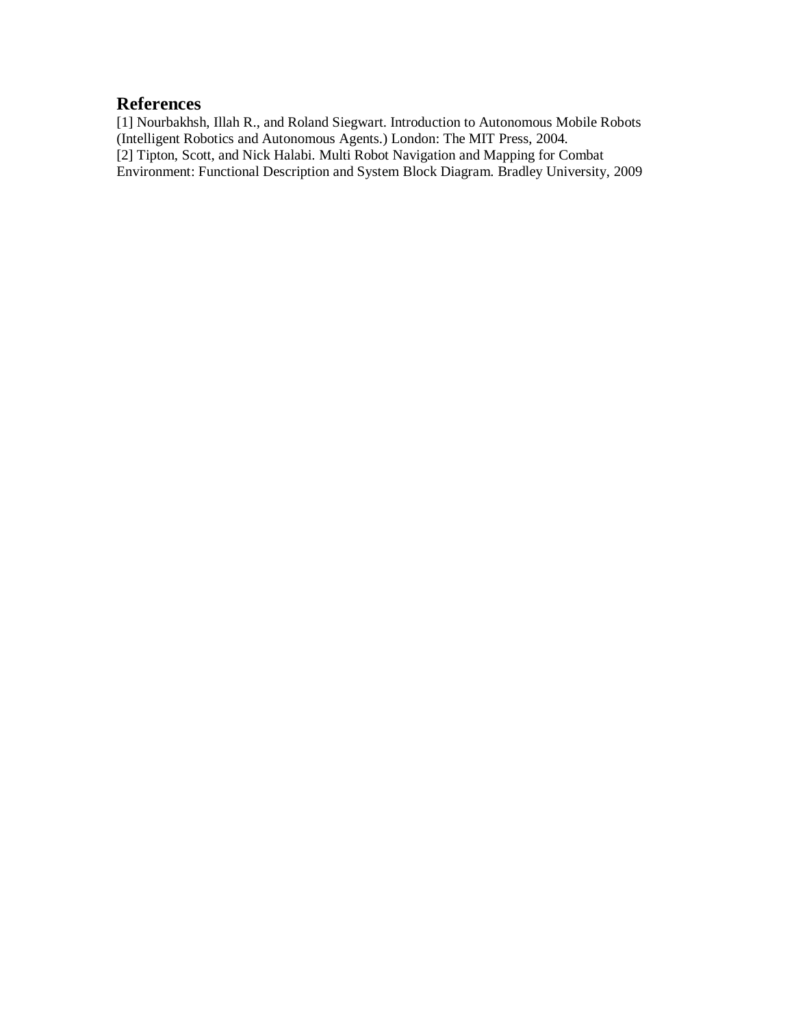## References

[1] Nourbakhsh, Illah R., and Roland Siegwart. Introduction to Autonomous Mobile Robots (Intelligent Robotics and Autonomous Agents.) London: The MIT Press, 2004.

[2] Tipton, Scott, and Nick Halabi. Multi Robot Navigation and Mapping for Combat Environment: Functional Description and System Block Diagram. Bradley University, 2009